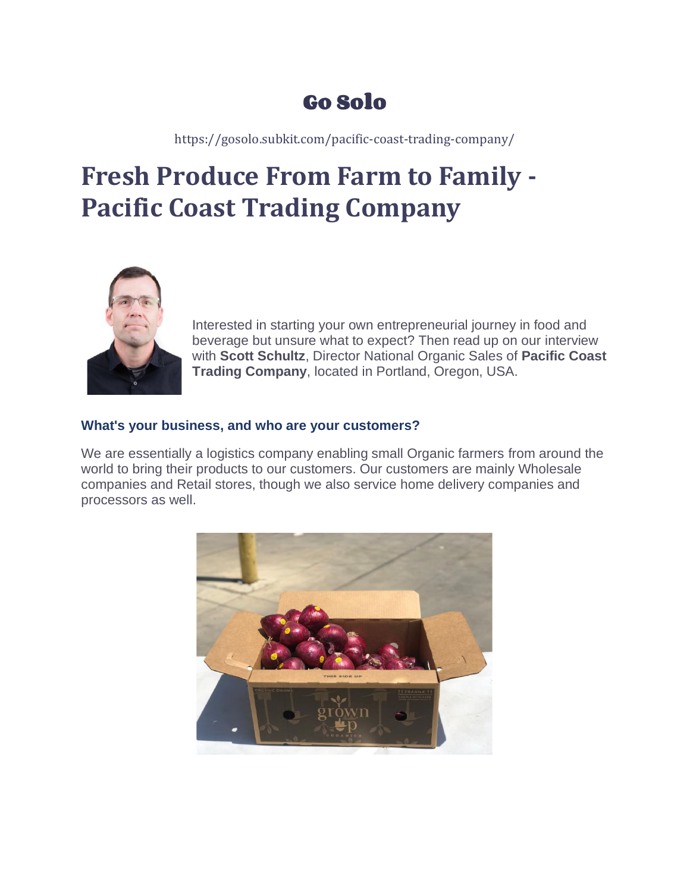# Go Solo

https://gosolo.subkit.com/pacific-coast-trading-company/

# Fresh Produce From Farm to Family - Pacific Coast Trading Company

Interested in starting your own entrepreneurial journey in food and beverage but unsure what to expect? Then read up on our interview with **Scott Schultz**, Director National Organic Sales of **Pacific Coast Trading Company**, located in Portland, Oregon, USA.

### What's your business, and who are your customers?

We are essentially a logistics company enabling small Organic farmers from around the world to bring their products to our customers. Our customers are mainly Wholesale companies and Retail stores, though we also service home delivery companies and processors as well.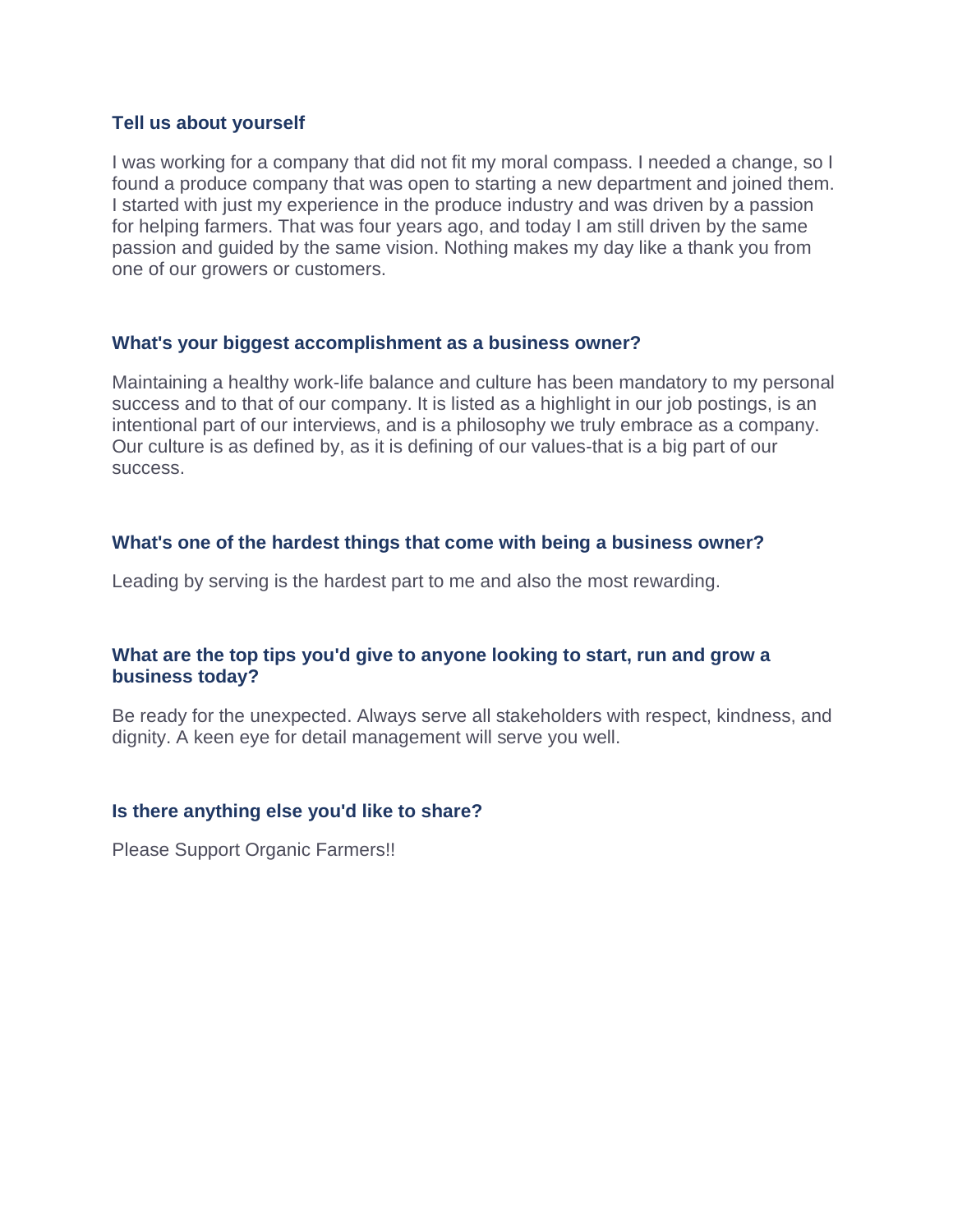### Tell us about yourself

I was working for a company that did not fit my moral compass. I needed a change, so I found a produce company that was open to starting a new department and joined them. I started with just my experience in the produce industry and was driven by a passion for helping farmers. That was four years ago, and today I am still driven by the same passion and guided by the same vision. Nothing makes my day like a thank you from one of our growers or customers.

### What's your biggest accomplishment as a business owner?

Maintaining a healthy work-life balance and culture has been mandatory to my personal success and to that of our company. It is listed as a highlight in our job postings, is an intentional part of our interviews, and is a philosophy we truly embrace as a company. Our culture is as defined by, as it is defining of our values-that is a big part of our success.

### What's one of the hardest things that come with being a business owner?

Leading by serving is the hardest part to me and also the most rewarding.

### What are the top tips you'd give to anyone looking to start, run and grow a business today?

Be ready for the unexpected. Always serve all stakeholders with respect, kindness, and dignity. A keen eye for detail management will serve you well.

### Is there anything else you'd like to share?

Please Support Organic Farmers!!